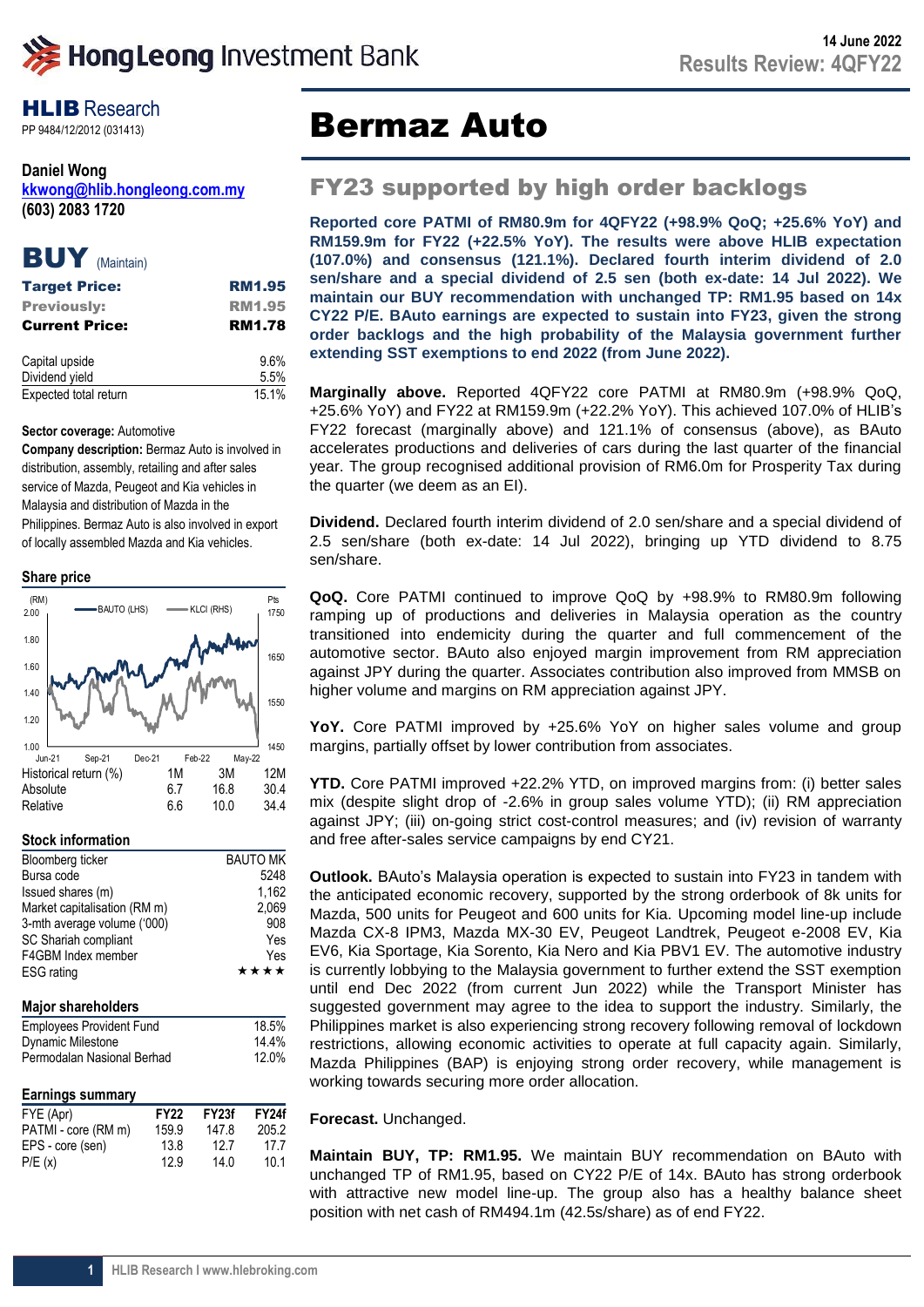HLIB Research
PP 9484/12/2012 (031413)

**Daniel Wong**
kkwong@hlib.hongleong.com.my
**(603) 2083 1720**

# BUY (Maintain)

| | |
|---|---|
| **Target Price:** | **RM1.95** |
| **Previously:** | **RM1.95** |
| **Current Price:** | **RM1.78** |

| | |
|---|---|
| Capital upside | 9.6% |
| Dividend yield | 5.5% |
| Expected total return | 15.1% |

**Sector coverage:** Automotive

**Company description:** Bermaz Auto is involved in distribution, assembly, retailing and after sales service of Mazda, Peugeot and Kia vehicles in Malaysia and distribution of Mazda in the Philippines. Bermaz Auto is also involved in export of locally assembled Mazda and Kia vehicles.

**Share price**

| Historical return (%) | 1M | 3M | 12M |
|---|---|---|---|
| Absolute | 6.7 | 16.8 | 30.4 |
| Relative | 6.6 | 10.0 | 34.4 |

**Stock information**

| | |
|---|---|
| Bloomberg ticker | BAUTO MK |
| Bursa code | 5248 |
| Issued shares (m) | 1,162 |
| Market capitalisation (RM m) | 2,069 |
| 3-mth average volume ('000) | 908 |
| SC Shariah compliant | Yes |
| F4GBM Index member | Yes |
| ESG rating | ★★★★ |

**Major shareholders**

| | |
|---|---|
| Employees Provident Fund | 18.5% |
| Dynamic Milestone | 14.4% |
| Permodalan Nasional Berhad | 12.0% |

**Earnings summary**

| FYE (Apr) | FY22 | FY23f | FY24f |
|---|---|---|---|
| PATMI - core (RM m) | 159.9 | 147.8 | 205.2 |
| EPS - core (sen) | 13.8 | 12.7 | 17.7 |
| P/E (x) | 12.9 | 14.0 | 10.1 |

# Bermaz Auto

## FY23 supported by high order backlogs

**Reported core PATMI of RM80.9m for 4QFY22 (+98.9% QoQ; +25.6% YoY) and RM159.9m for FY22 (+22.5% YoY). The results were above HLIB expectation (107.0%) and consensus (121.1%). Declared fourth interim dividend of 2.0 sen/share and a special dividend of 2.5 sen (both ex-date: 14 Jul 2022). We maintain our BUY recommendation with unchanged TP: RM1.95 based on 14x CY22 P/E. BAuto earnings are expected to sustain into FY23, given the strong order backlogs and the high probability of the Malaysia government further extending SST exemptions to end 2022 (from June 2022).**

**Marginally above.** Reported 4QFY22 core PATMI at RM80.9m (+98.9% QoQ, +25.6% YoY) and FY22 at RM159.9m (+22.2% YoY). This achieved 107.0% of HLIB's FY22 forecast (marginally above) and 121.1% of consensus (above), as BAuto accelerates productions and deliveries of cars during the last quarter of the financial year. The group recognised additional provision of RM6.0m for Prosperity Tax during the quarter (we deem as an EI).

**Dividend.** Declared fourth interim dividend of 2.0 sen/share and a special dividend of 2.5 sen/share (both ex-date: 14 Jul 2022), bringing up YTD dividend to 8.75 sen/share.

**QoQ.** Core PATMI continued to improve QoQ by +98.9% to RM80.9m following ramping up of productions and deliveries in Malaysia operation as the country transitioned into endemicity during the quarter and full commencement of the automotive sector. BAuto also enjoyed margin improvement from RM appreciation against JPY during the quarter. Associates contribution also improved from MMSB on higher volume and margins on RM appreciation against JPY.

**YoY.** Core PATMI improved by +25.6% YoY on higher sales volume and group margins, partially offset by lower contribution from associates.

**YTD.** Core PATMI improved +22.2% YTD, on improved margins from: (i) better sales mix (despite slight drop of -2.6% in group sales volume YTD); (ii) RM appreciation against JPY; (iii) on-going strict cost-control measures; and (iv) revision of warranty and free after-sales service campaigns by end CY21.

**Outlook.** BAuto's Malaysia operation is expected to sustain into FY23 in tandem with the anticipated economic recovery, supported by the strong orderbook of 8k units for Mazda, 500 units for Peugeot and 600 units for Kia. Upcoming model line-up include Mazda CX-8 IPM3, Mazda MX-30 EV, Peugeot Landtrek, Peugeot e-2008 EV, Kia EV6, Kia Sportage, Kia Sorento, Kia Nero and Kia PBV1 EV. The automotive industry is currently lobbying to the Malaysia government to further extend the SST exemption until end Dec 2022 (from current Jun 2022) while the Transport Minister has suggested government may agree to the idea to support the industry. Similarly, the Philippines market is also experiencing strong recovery following removal of lockdown restrictions, allowing economic activities to operate at full capacity again. Similarly, Mazda Philippines (BAP) is enjoying strong order recovery, while management is working towards securing more order allocation.

**Forecast.** Unchanged.

**Maintain BUY, TP: RM1.95.** We maintain BUY recommendation on BAuto with unchanged TP of RM1.95, based on CY22 P/E of 14x. BAuto has strong orderbook with attractive new model line-up. The group also has a healthy balance sheet position with net cash of RM494.1m (42.5s/share) as of end FY22.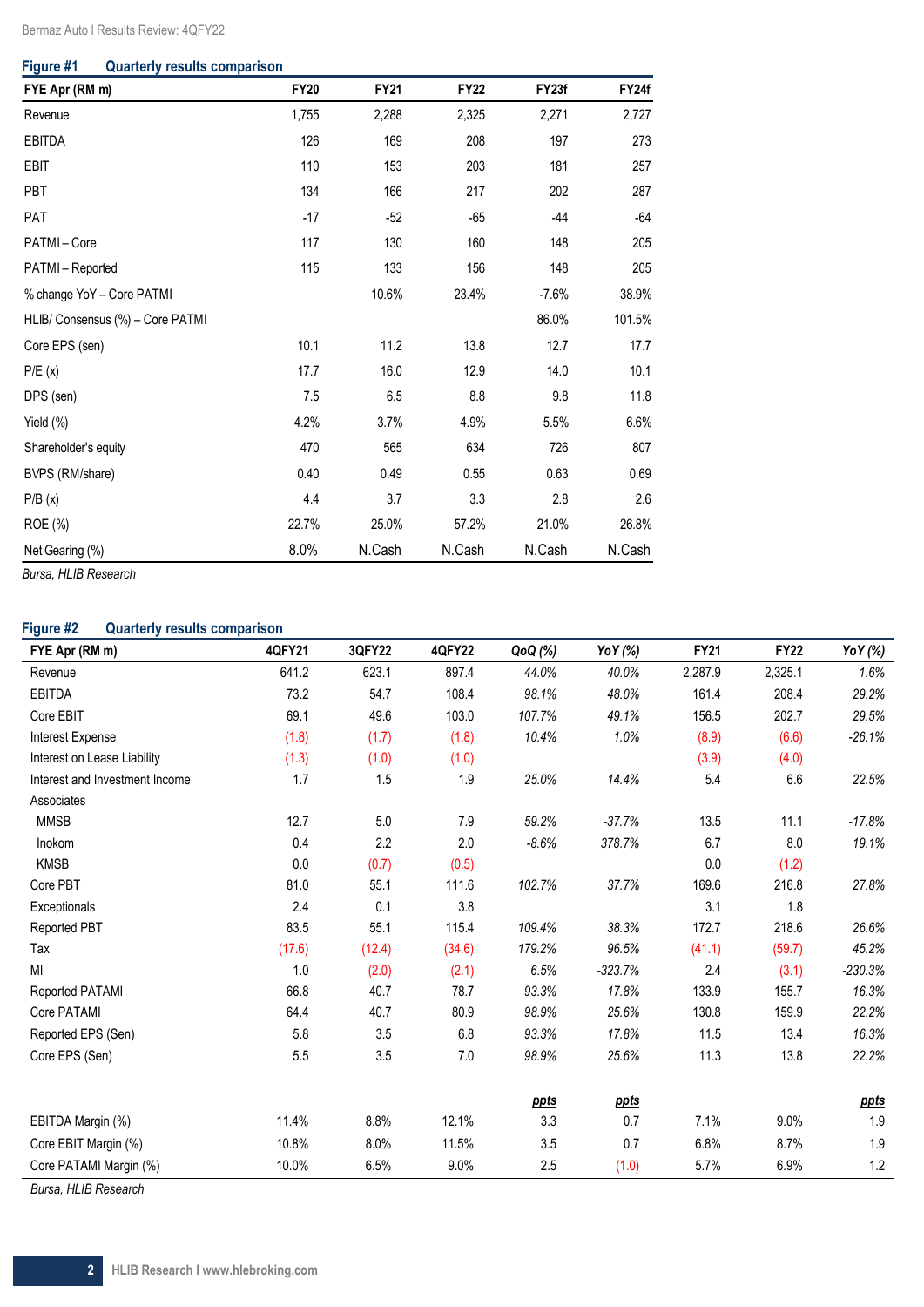**Figure #1 Quarterly results comparison**

| FYE Apr (RM m) | FY20 | FY21 | FY22 | FY23f | FY24f |
|---|---|---|---|---|---|
| Revenue | 1,755 | 2,288 | 2,325 | 2,271 | 2,727 |
| EBITDA | 126 | 169 | 208 | 197 | 273 |
| EBIT | 110 | 153 | 203 | 181 | 257 |
| PBT | 134 | 166 | 217 | 202 | 287 |
| PAT | -17 | -52 | -65 | -44 | -64 |
| PATMI – Core | 117 | 130 | 160 | 148 | 205 |
| PATMI – Reported | 115 | 133 | 156 | 148 | 205 |
| % change YoY – Core PATMI | | 10.6% | 23.4% | -7.6% | 38.9% |
| HLIB/ Consensus (%) – Core PATMI | | | | 86.0% | 101.5% |
| Core EPS (sen) | 10.1 | 11.2 | 13.8 | 12.7 | 17.7 |
| P/E (x) | 17.7 | 16.0 | 12.9 | 14.0 | 10.1 |
| DPS (sen) | 7.5 | 6.5 | 8.8 | 9.8 | 11.8 |
| Yield (%) | 4.2% | 3.7% | 4.9% | 5.5% | 6.6% |
| Shareholder's equity | 470 | 565 | 634 | 726 | 807 |
| BVPS (RM/share) | 0.40 | 0.49 | 0.55 | 0.63 | 0.69 |
| P/B (x) | 4.4 | 3.7 | 3.3 | 2.8 | 2.6 |
| ROE (%) | 22.7% | 25.0% | 57.2% | 21.0% | 26.8% |
| Net Gearing (%) | 8.0% | N.Cash | N.Cash | N.Cash | N.Cash |

*Bursa, HLIB Research*

**Figure #2 Quarterly results comparison**

| FYE Apr (RM m) | 4QFY21 | 3QFY22 | 4QFY22 | QoQ (%) | YoY (%) | FY21 | FY22 | YoY (%) |
|---|---|---|---|---|---|---|---|---|
| Revenue | 641.2 | 623.1 | 897.4 | *44.0%* | *40.0%* | 2,287.9 | 2,325.1 | *1.6%* |
| EBITDA | 73.2 | 54.7 | 108.4 | *98.1%* | *48.0%* | 161.4 | 208.4 | *29.2%* |
| Core EBIT | 69.1 | 49.6 | 103.0 | *107.7%* | *49.1%* | 156.5 | 202.7 | *29.5%* |
| Interest Expense | (1.8) | (1.7) | (1.8) | *10.4%* | *1.0%* | (8.9) | (6.6) | *-26.1%* |
| Interest on Lease Liability | (1.3) | (1.0) | (1.0) | | | (3.9) | (4.0) | |
| Interest and Investment Income | 1.7 | 1.5 | 1.9 | *25.0%* | *14.4%* | 5.4 | 6.6 | *22.5%* |
| Associates | | | | | | | | |
| MMSB | 12.7 | 5.0 | 7.9 | *59.2%* | *-37.7%* | 13.5 | 11.1 | *-17.8%* |
| Inokom | 0.4 | 2.2 | 2.0 | *-8.6%* | *378.7%* | 6.7 | 8.0 | *19.1%* |
| KMSB | 0.0 | (0.7) | (0.5) | | | 0.0 | (1.2) | |
| Core PBT | 81.0 | 55.1 | 111.6 | *102.7%* | *37.7%* | 169.6 | 216.8 | *27.8%* |
| Exceptionals | 2.4 | 0.1 | 3.8 | | | 3.1 | 1.8 | |
| Reported PBT | 83.5 | 55.1 | 115.4 | *109.4%* | *38.3%* | 172.7 | 218.6 | *26.6%* |
| Tax | (17.6) | (12.4) | (34.6) | *179.2%* | *96.5%* | (41.1) | (59.7) | *45.2%* |
| MI | 1.0 | (2.0) | (2.1) | *6.5%* | *-323.7%* | 2.4 | (3.1) | *-230.3%* |
| Reported PATAMI | 66.8 | 40.7 | 78.7 | *93.3%* | *17.8%* | 133.9 | 155.7 | *16.3%* |
| Core PATAMI | 64.4 | 40.7 | 80.9 | *98.9%* | *25.6%* | 130.8 | 159.9 | *22.2%* |
| Reported EPS (Sen) | 5.8 | 3.5 | 6.8 | *93.3%* | *17.8%* | 11.5 | 13.4 | *16.3%* |
| Core EPS (Sen) | 5.5 | 3.5 | 7.0 | *98.9%* | *25.6%* | 11.3 | 13.8 | *22.2%* |
| | | | | ***ppts*** | ***ppts*** | | | ***ppts*** |
| EBITDA Margin (%) | 11.4% | 8.8% | 12.1% | 3.3 | 0.7 | 7.1% | 9.0% | 1.9 |
| Core EBIT Margin (%) | 10.8% | 8.0% | 11.5% | 3.5 | 0.7 | 6.8% | 8.7% | 1.9 |
| Core PATAMI Margin (%) | 10.0% | 6.5% | 9.0% | 2.5 | (1.0) | 5.7% | 6.9% | 1.2 |

*Bursa, HLIB Research*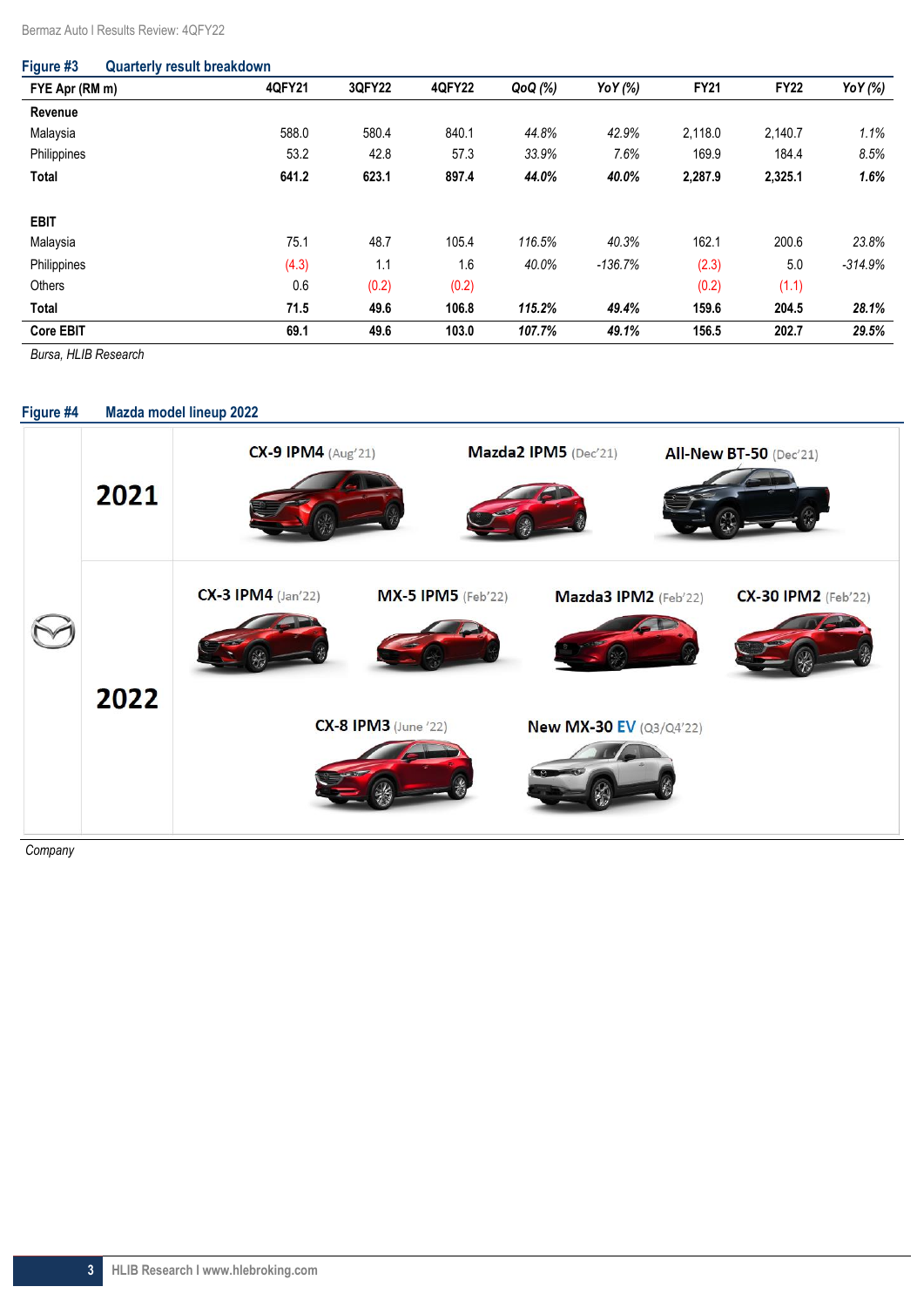**Figure #3 Quarterly result breakdown**

| FYE Apr (RM m) | 4QFY21 | 3QFY22 | 4QFY22 | QoQ (%) | YoY (%) | FY21 | FY22 | YoY (%) |
|---|---|---|---|---|---|---|---|---|
| **Revenue** | | | | | | | | |
| Malaysia | 588.0 | 580.4 | 840.1 | *44.8%* | *42.9%* | 2,118.0 | 2,140.7 | *1.1%* |
| Philippines | 53.2 | 42.8 | 57.3 | *33.9%* | *7.6%* | 169.9 | 184.4 | *8.5%* |
| **Total** | **641.2** | **623.1** | **897.4** | ***44.0%*** | ***40.0%*** | **2,287.9** | **2,325.1** | ***1.6%*** |
| | | | | | | | | |
| **EBIT** | | | | | | | | |
| Malaysia | 75.1 | 48.7 | 105.4 | *116.5%* | *40.3%* | 162.1 | 200.6 | *23.8%* |
| Philippines | (4.3) | 1.1 | 1.6 | *40.0%* | *-136.7%* | (2.3) | 5.0 | *-314.9%* |
| Others | 0.6 | (0.2) | (0.2) | | | (0.2) | (1.1) | |
| **Total** | **71.5** | **49.6** | **106.8** | ***115.2%*** | ***49.4%*** | **159.6** | **204.5** | ***28.1%*** |
| **Core EBIT** | **69.1** | **49.6** | **103.0** | ***107.7%*** | ***49.1%*** | **156.5** | **202.7** | ***29.5%*** |

*Bursa, HLIB Research*

**Figure #4 Mazda model lineup 2022**

| | Models |
|---|---|
| **2021** | CX-9 IPM4 (Aug'21); Mazda2 IPM5 (Dec'21); All-New BT-50 (Dec'21) |
| **2022** | CX-3 IPM4 (Jan'22); MX-5 IPM5 (Feb'22); Mazda3 IPM2 (Feb'22); CX-30 IPM2 (Feb'22); CX-8 IPM3 (June '22); New MX-30 EV (Q3/Q4'22) |

*Company*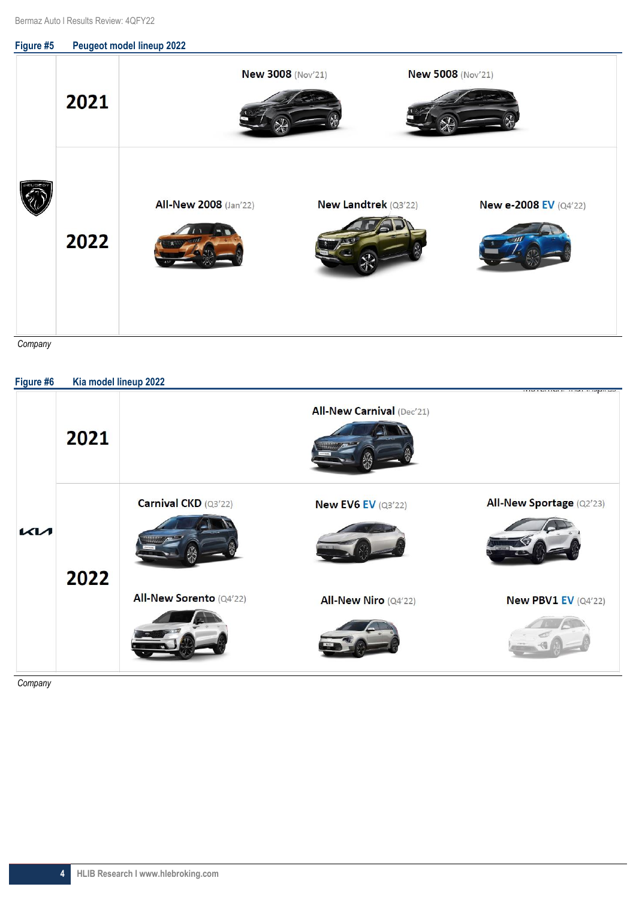**Figure #5 Peugeot model lineup 2022**

| | Year | Models | | |
|---|---|---|---|---|
| PEUGEOT | 2021 | New 3008 (Nov'21) | New 5008 (Nov'21) | |
| | 2022 | All-New 2008 (Jan'22) | New Landtrek (Q3'22) | New e-2008 EV (Q4'22) |

*Company*

**Figure #6 Kia model lineup 2022**

| | Year | Models | | |
|---|---|---|---|---|
| KIA | 2021 | | All-New Carnival (Dec'21) | |
| | 2022 | Carnival CKD (Q3'22) | New EV6 EV (Q3'22) | All-New Sportage (Q2'23) |
| | | All-New Sorento (Q4'22) | All-New Niro (Q4'22) | New PBV1 EV (Q4'22) |

*Company*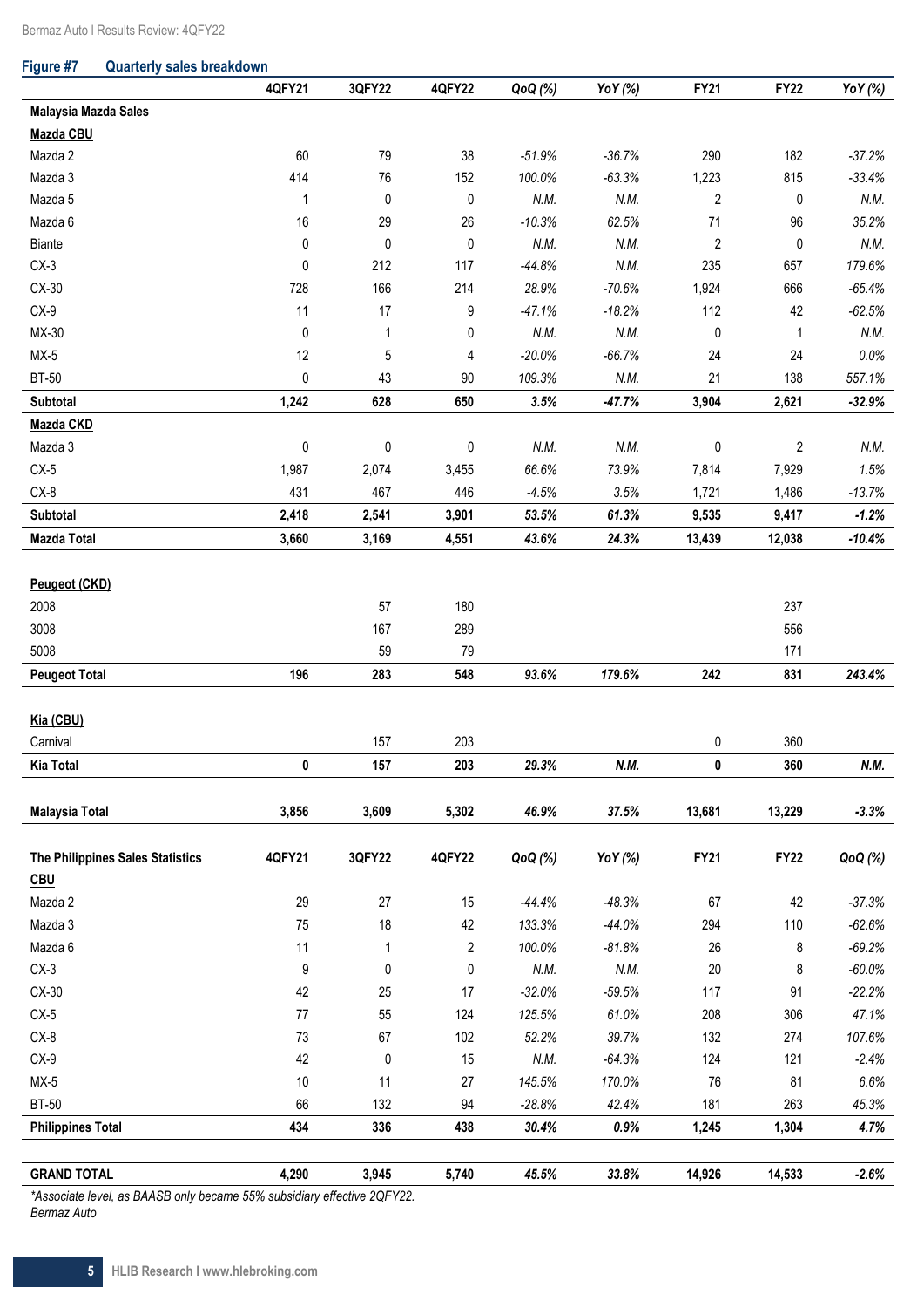**Figure #7 Quarterly sales breakdown**

| | 4QFY21 | 3QFY22 | 4QFY22 | QoQ (%) | YoY (%) | FY21 | FY22 | YoY (%) |
|---|---|---|---|---|---|---|---|---|
| **Malaysia Mazda Sales** | | | | | | | | |
| **Mazda CBU** | | | | | | | | |
| Mazda 2 | 60 | 79 | 38 | *-51.9%* | *-36.7%* | 290 | 182 | *-37.2%* |
| Mazda 3 | 414 | 76 | 152 | *100.0%* | *-63.3%* | 1,223 | 815 | *-33.4%* |
| Mazda 5 | 1 | 0 | 0 | *N.M.* | *N.M.* | 2 | 0 | *N.M.* |
| Mazda 6 | 16 | 29 | 26 | *-10.3%* | *62.5%* | 71 | 96 | *35.2%* |
| Biante | 0 | 0 | 0 | *N.M.* | *N.M.* | 2 | 0 | *N.M.* |
| CX-3 | 0 | 212 | 117 | *-44.8%* | *N.M.* | 235 | 657 | *179.6%* |
| CX-30 | 728 | 166 | 214 | *28.9%* | *-70.6%* | 1,924 | 666 | *-65.4%* |
| CX-9 | 11 | 17 | 9 | *-47.1%* | *-18.2%* | 112 | 42 | *-62.5%* |
| MX-30 | 0 | 1 | 0 | *N.M.* | *N.M.* | 0 | 1 | *N.M.* |
| MX-5 | 12 | 5 | 4 | *-20.0%* | *-66.7%* | 24 | 24 | *0.0%* |
| BT-50 | 0 | 43 | 90 | *109.3%* | *N.M.* | 21 | 138 | *557.1%* |
| **Subtotal** | **1,242** | **628** | **650** | ***3.5%*** | ***-47.7%*** | **3,904** | **2,621** | ***-32.9%*** |
| **Mazda CKD** | | | | | | | | |
| Mazda 3 | 0 | 0 | 0 | *N.M.* | *N.M.* | 0 | 2 | *N.M.* |
| CX-5 | 1,987 | 2,074 | 3,455 | *66.6%* | *73.9%* | 7,814 | 7,929 | *1.5%* |
| CX-8 | 431 | 467 | 446 | *-4.5%* | *3.5%* | 1,721 | 1,486 | *-13.7%* |
| **Subtotal** | **2,418** | **2,541** | **3,901** | ***53.5%*** | ***61.3%*** | **9,535** | **9,417** | ***-1.2%*** |
| **Mazda Total** | **3,660** | **3,169** | **4,551** | ***43.6%*** | ***24.3%*** | **13,439** | **12,038** | ***-10.4%*** |
| | | | | | | | | |
| **Peugeot (CKD)** | | | | | | | | |
| 2008 | | 57 | 180 | | | | 237 | |
| 3008 | | 167 | 289 | | | | 556 | |
| 5008 | | 59 | 79 | | | | 171 | |
| **Peugeot Total** | **196** | **283** | **548** | ***93.6%*** | ***179.6%*** | **242** | **831** | ***243.4%*** |
| | | | | | | | | |
| **Kia (CBU)** | | | | | | | | |
| Carnival | | 157 | 203 | | | 0 | 360 | |
| **Kia Total** | **0** | **157** | **203** | ***29.3%*** | ***N.M.*** | **0** | **360** | ***N.M.*** |
| | | | | | | | | |
| **Malaysia Total** | **3,856** | **3,609** | **5,302** | ***46.9%*** | ***37.5%*** | **13,681** | **13,229** | ***-3.3%*** |
| | | | | | | | | |
| **The Philippines Sales Statistics** | **4QFY21** | **3QFY22** | **4QFY22** | ***QoQ (%)*** | ***YoY (%)*** | **FY21** | **FY22** | ***QoQ (%)*** |
| **CBU** | | | | | | | | |
| Mazda 2 | 29 | 27 | 15 | *-44.4%* | *-48.3%* | 67 | 42 | *-37.3%* |
| Mazda 3 | 75 | 18 | 42 | *133.3%* | *-44.0%* | 294 | 110 | *-62.6%* |
| Mazda 6 | 11 | 1 | 2 | *100.0%* | *-81.8%* | 26 | 8 | *-69.2%* |
| CX-3 | 9 | 0 | 0 | *N.M.* | *N.M.* | 20 | 8 | *-60.0%* |
| CX-30 | 42 | 25 | 17 | *-32.0%* | *-59.5%* | 117 | 91 | *-22.2%* |
| CX-5 | 77 | 55 | 124 | *125.5%* | *61.0%* | 208 | 306 | *47.1%* |
| CX-8 | 73 | 67 | 102 | *52.2%* | *39.7%* | 132 | 274 | *107.6%* |
| CX-9 | 42 | 0 | 15 | *N.M.* | *-64.3%* | 124 | 121 | *-2.4%* |
| MX-5 | 10 | 11 | 27 | *145.5%* | *170.0%* | 76 | 81 | *6.6%* |
| BT-50 | 66 | 132 | 94 | *-28.8%* | *42.4%* | 181 | 263 | *45.3%* |
| **Philippines Total** | **434** | **336** | **438** | ***30.4%*** | ***0.9%*** | **1,245** | **1,304** | ***4.7%*** |
| | | | | | | | | |
| **GRAND TOTAL** | **4,290** | **3,945** | **5,740** | ***45.5%*** | ***33.8%*** | **14,926** | **14,533** | ***-2.6%*** |

*\*Associate level, as BAASB only became 55% subsidiary effective 2QFY22.*
*Bermaz Auto*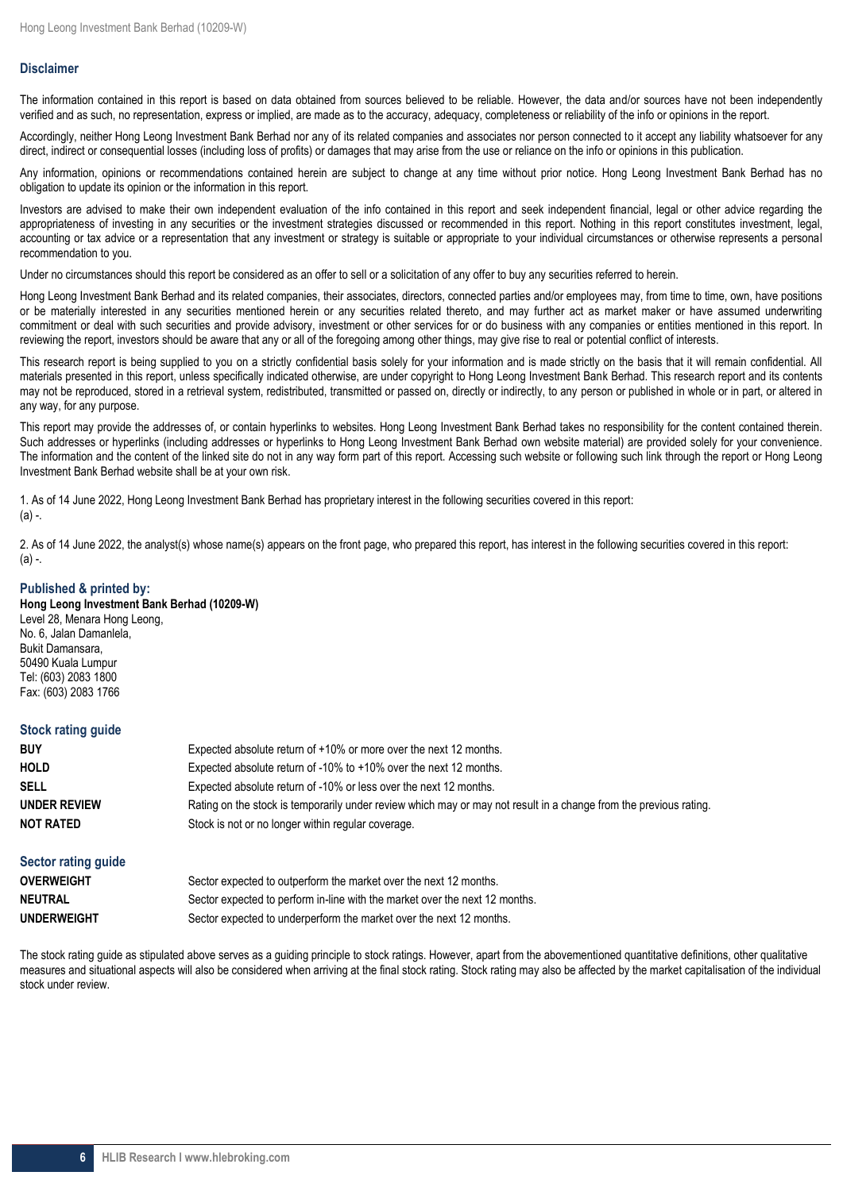## Disclaimer

The information contained in this report is based on data obtained from sources believed to be reliable. However, the data and/or sources have not been independently verified and as such, no representation, express or implied, are made as to the accuracy, adequacy, completeness or reliability of the info or opinions in the report.

Accordingly, neither Hong Leong Investment Bank Berhad nor any of its related companies and associates nor person connected to it accept any liability whatsoever for any direct, indirect or consequential losses (including loss of profits) or damages that may arise from the use or reliance on the info or opinions in this publication.

Any information, opinions or recommendations contained herein are subject to change at any time without prior notice. Hong Leong Investment Bank Berhad has no obligation to update its opinion or the information in this report.

Investors are advised to make their own independent evaluation of the info contained in this report and seek independent financial, legal or other advice regarding the appropriateness of investing in any securities or the investment strategies discussed or recommended in this report. Nothing in this report constitutes investment, legal, accounting or tax advice or a representation that any investment or strategy is suitable or appropriate to your individual circumstances or otherwise represents a personal recommendation to you.

Under no circumstances should this report be considered as an offer to sell or a solicitation of any offer to buy any securities referred to herein.

Hong Leong Investment Bank Berhad and its related companies, their associates, directors, connected parties and/or employees may, from time to time, own, have positions or be materially interested in any securities mentioned herein or any securities related thereto, and may further act as market maker or have assumed underwriting commitment or deal with such securities and provide advisory, investment or other services for or do business with any companies or entities mentioned in this report. In reviewing the report, investors should be aware that any or all of the foregoing among other things, may give rise to real or potential conflict of interests.

This research report is being supplied to you on a strictly confidential basis solely for your information and is made strictly on the basis that it will remain confidential. All materials presented in this report, unless specifically indicated otherwise, are under copyright to Hong Leong Investment Bank Berhad. This research report and its contents may not be reproduced, stored in a retrieval system, redistributed, transmitted or passed on, directly or indirectly, to any person or published in whole or in part, or altered in any way, for any purpose.

This report may provide the addresses of, or contain hyperlinks to websites. Hong Leong Investment Bank Berhad takes no responsibility for the content contained therein. Such addresses or hyperlinks (including addresses or hyperlinks to Hong Leong Investment Bank Berhad own website material) are provided solely for your convenience. The information and the content of the linked site do not in any way form part of this report. Accessing such website or following such link through the report or Hong Leong Investment Bank Berhad website shall be at your own risk.

1. As of 14 June 2022, Hong Leong Investment Bank Berhad has proprietary interest in the following securities covered in this report:
(a) -.

2. As of 14 June 2022, the analyst(s) whose name(s) appears on the front page, who prepared this report, has interest in the following securities covered in this report:
(a) -.

**Published & printed by:**
**Hong Leong Investment Bank Berhad (10209-W)**
Level 28, Menara Hong Leong,
No. 6, Jalan Damanlela,
Bukit Damansara,
50490 Kuala Lumpur
Tel: (603) 2083 1800
Fax: (603) 2083 1766

### Stock rating guide

| | |
|---|---|
| **BUY** | Expected absolute return of +10% or more over the next 12 months. |
| **HOLD** | Expected absolute return of -10% to +10% over the next 12 months. |
| **SELL** | Expected absolute return of -10% or less over the next 12 months. |
| **UNDER REVIEW** | Rating on the stock is temporarily under review which may or may not result in a change from the previous rating. |
| **NOT RATED** | Stock is not or no longer within regular coverage. |

### Sector rating guide

| | |
|---|---|
| **OVERWEIGHT** | Sector expected to outperform the market over the next 12 months. |
| **NEUTRAL** | Sector expected to perform in-line with the market over the next 12 months. |
| **UNDERWEIGHT** | Sector expected to underperform the market over the next 12 months. |

The stock rating guide as stipulated above serves as a guiding principle to stock ratings. However, apart from the abovementioned quantitative definitions, other qualitative measures and situational aspects will also be considered when arriving at the final stock rating. Stock rating may also be affected by the market capitalisation of the individual stock under review.